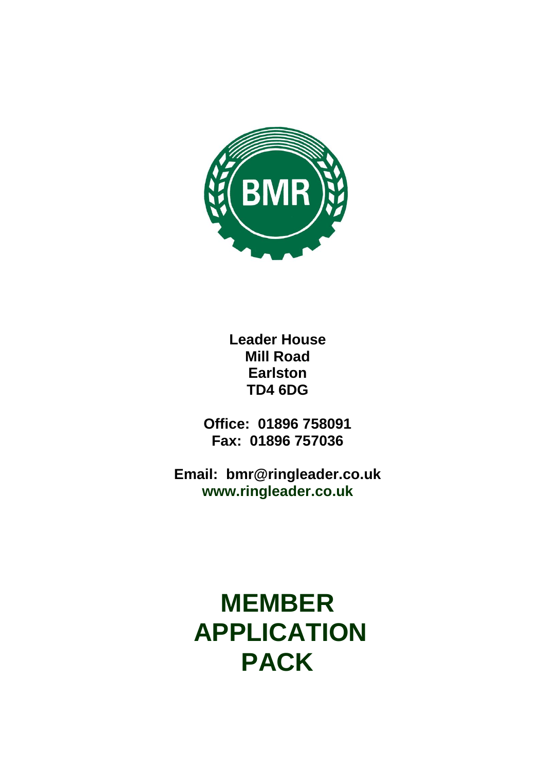**Leader House**
**Mill Road**
**Earlston**
**TD4 6DG**

**Office: 01896 758091**
**Fax: 01896 757036**

**Email: bmr@ringleader.co.uk**
**www.ringleader.co.uk**

# MEMBER APPLICATION PACK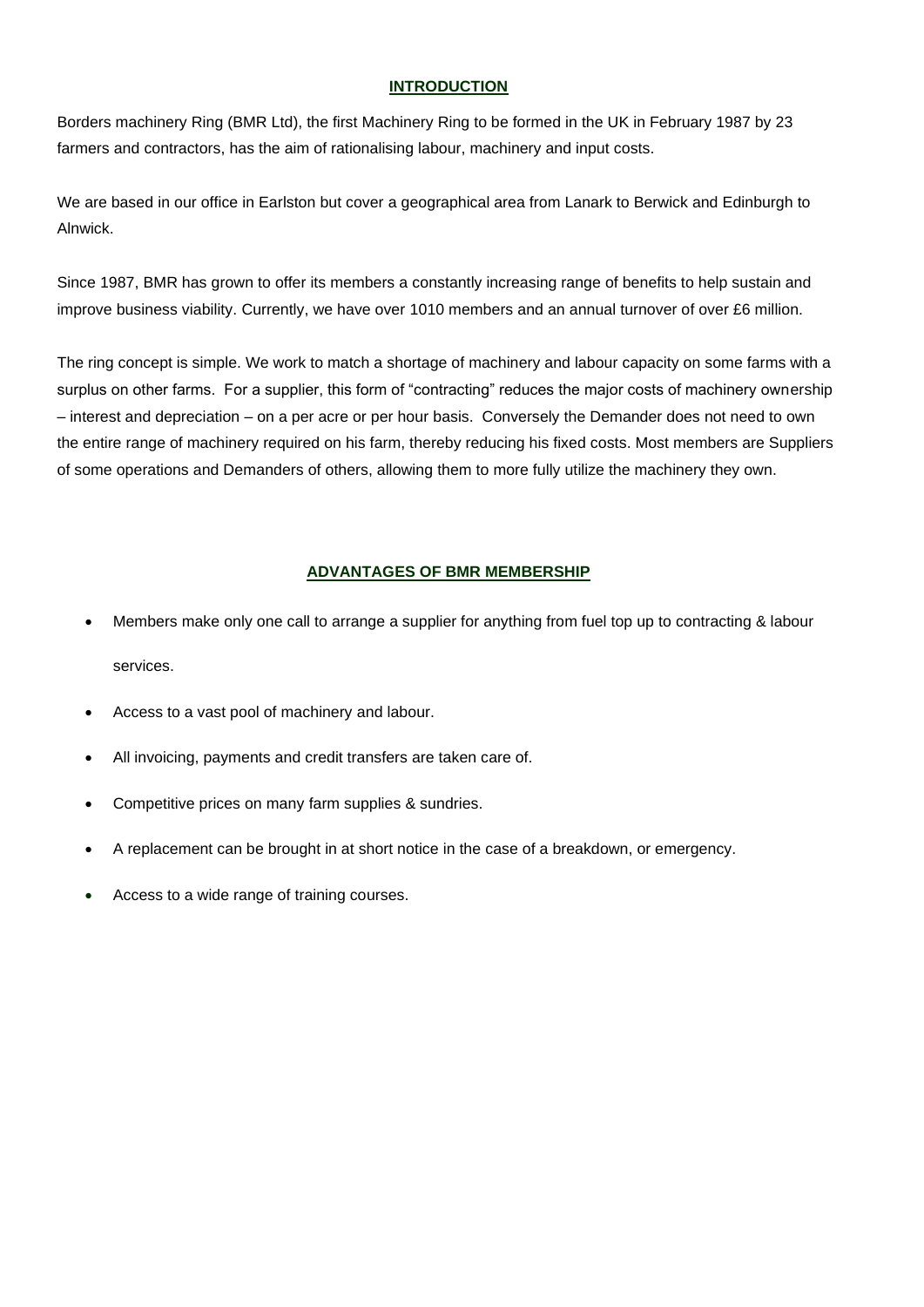## INTRODUCTION

Borders machinery Ring (BMR Ltd), the first Machinery Ring to be formed in the UK in February 1987 by 23 farmers and contractors, has the aim of rationalising labour, machinery and input costs.

We are based in our office in Earlston but cover a geographical area from Lanark to Berwick and Edinburgh to Alnwick.

Since 1987, BMR has grown to offer its members a constantly increasing range of benefits to help sustain and improve business viability. Currently, we have over 1010 members and an annual turnover of over £6 million.

The ring concept is simple. We work to match a shortage of machinery and labour capacity on some farms with a surplus on other farms. For a supplier, this form of "contracting" reduces the major costs of machinery ownership – interest and depreciation – on a per acre or per hour basis. Conversely the Demander does not need to own the entire range of machinery required on his farm, thereby reducing his fixed costs. Most members are Suppliers of some operations and Demanders of others, allowing them to more fully utilize the machinery they own.

## ADVANTAGES OF BMR MEMBERSHIP

- Members make only one call to arrange a supplier for anything from fuel top up to contracting & labour services.
- Access to a vast pool of machinery and labour.
- All invoicing, payments and credit transfers are taken care of.
- Competitive prices on many farm supplies & sundries.
- A replacement can be brought in at short notice in the case of a breakdown, or emergency.
- Access to a wide range of training courses.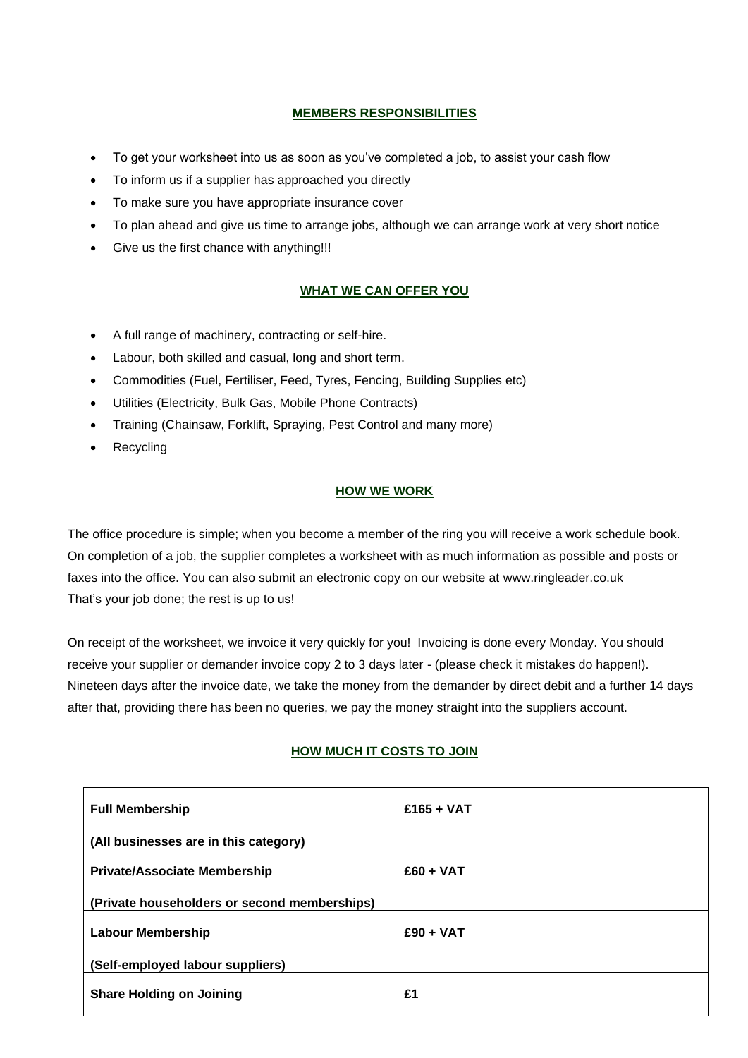## MEMBERS RESPONSIBILITIES

- To get your worksheet into us as soon as you've completed a job, to assist your cash flow
- To inform us if a supplier has approached you directly
- To make sure you have appropriate insurance cover
- To plan ahead and give us time to arrange jobs, although we can arrange work at very short notice
- Give us the first chance with anything!!!

## WHAT WE CAN OFFER YOU

- A full range of machinery, contracting or self-hire.
- Labour, both skilled and casual, long and short term.
- Commodities (Fuel, Fertiliser, Feed, Tyres, Fencing, Building Supplies etc)
- Utilities (Electricity, Bulk Gas, Mobile Phone Contracts)
- Training (Chainsaw, Forklift, Spraying, Pest Control and many more)
- Recycling

## HOW WE WORK

The office procedure is simple; when you become a member of the ring you will receive a work schedule book. On completion of a job, the supplier completes a worksheet with as much information as possible and posts or faxes into the office. You can also submit an electronic copy on our website at www.ringleader.co.uk
That's your job done; the rest is up to us!

On receipt of the worksheet, we invoice it very quickly for you! Invoicing is done every Monday. You should receive your supplier or demander invoice copy 2 to 3 days later - (please check it mistakes do happen!). Nineteen days after the invoice date, we take the money from the demander by direct debit and a further 14 days after that, providing there has been no queries, we pay the money straight into the suppliers account.

## HOW MUCH IT COSTS TO JOIN

| | |
|---|---|
| **Full Membership**<br>**(All businesses are in this category)** | **£165 + VAT** |
| **Private/Associate Membership**<br>**(Private householders or second memberships)** | **£60 + VAT** |
| **Labour Membership**<br>**(Self-employed labour suppliers)** | **£90 + VAT** |
| **Share Holding on Joining** | **£1** |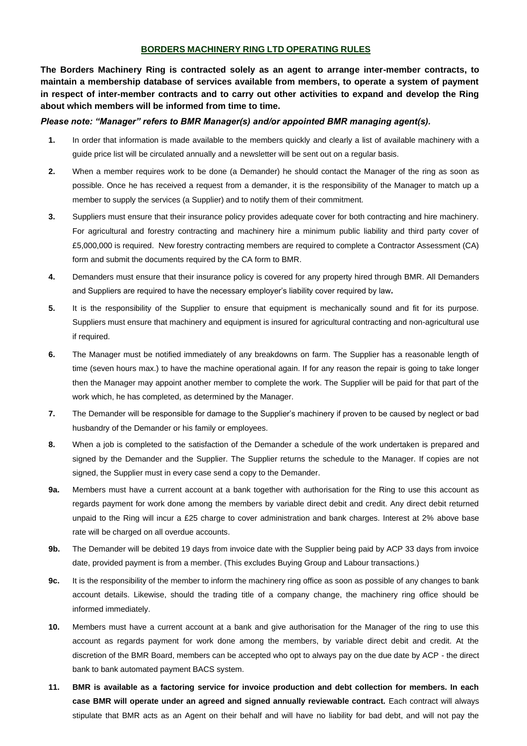# BORDERS MACHINERY RING LTD OPERATING RULES

**The Borders Machinery Ring is contracted solely as an agent to arrange inter-member contracts, to maintain a membership database of services available from members, to operate a system of payment in respect of inter-member contracts and to carry out other activities to expand and develop the Ring about which members will be informed from time to time.**

***Please note: "Manager" refers to BMR Manager(s) and/or appointed BMR managing agent(s).***

**1.** In order that information is made available to the members quickly and clearly a list of available machinery with a guide price list will be circulated annually and a newsletter will be sent out on a regular basis.

**2.** When a member requires work to be done (a Demander) he should contact the Manager of the ring as soon as possible. Once he has received a request from a demander, it is the responsibility of the Manager to match up a member to supply the services (a Supplier) and to notify them of their commitment.

**3.** Suppliers must ensure that their insurance policy provides adequate cover for both contracting and hire machinery. For agricultural and forestry contracting and machinery hire a minimum public liability and third party cover of £5,000,000 is required. New forestry contracting members are required to complete a Contractor Assessment (CA) form and submit the documents required by the CA form to BMR.

**4.** Demanders must ensure that their insurance policy is covered for any property hired through BMR. All Demanders and Suppliers are required to have the necessary employer's liability cover required by law**.**

**5.** It is the responsibility of the Supplier to ensure that equipment is mechanically sound and fit for its purpose. Suppliers must ensure that machinery and equipment is insured for agricultural contracting and non-agricultural use if required.

**6.** The Manager must be notified immediately of any breakdowns on farm. The Supplier has a reasonable length of time (seven hours max.) to have the machine operational again. If for any reason the repair is going to take longer then the Manager may appoint another member to complete the work. The Supplier will be paid for that part of the work which, he has completed, as determined by the Manager.

**7.** The Demander will be responsible for damage to the Supplier's machinery if proven to be caused by neglect or bad husbandry of the Demander or his family or employees.

**8.** When a job is completed to the satisfaction of the Demander a schedule of the work undertaken is prepared and signed by the Demander and the Supplier. The Supplier returns the schedule to the Manager. If copies are not signed, the Supplier must in every case send a copy to the Demander.

**9a.** Members must have a current account at a bank together with authorisation for the Ring to use this account as regards payment for work done among the members by variable direct debit and credit. Any direct debit returned unpaid to the Ring will incur a £25 charge to cover administration and bank charges. Interest at 2% above base rate will be charged on all overdue accounts.

**9b.** The Demander will be debited 19 days from invoice date with the Supplier being paid by ACP 33 days from invoice date, provided payment is from a member. (This excludes Buying Group and Labour transactions.)

**9c.** It is the responsibility of the member to inform the machinery ring office as soon as possible of any changes to bank account details. Likewise, should the trading title of a company change, the machinery ring office should be informed immediately.

**10.** Members must have a current account at a bank and give authorisation for the Manager of the ring to use this account as regards payment for work done among the members, by variable direct debit and credit. At the discretion of the BMR Board, members can be accepted who opt to always pay on the due date by ACP - the direct bank to bank automated payment BACS system.

**11.** **BMR is available as a factoring service for invoice production and debt collection for members. In each case BMR will operate under an agreed and signed annually reviewable contract.** Each contract will always stipulate that BMR acts as an Agent on their behalf and will have no liability for bad debt, and will not pay the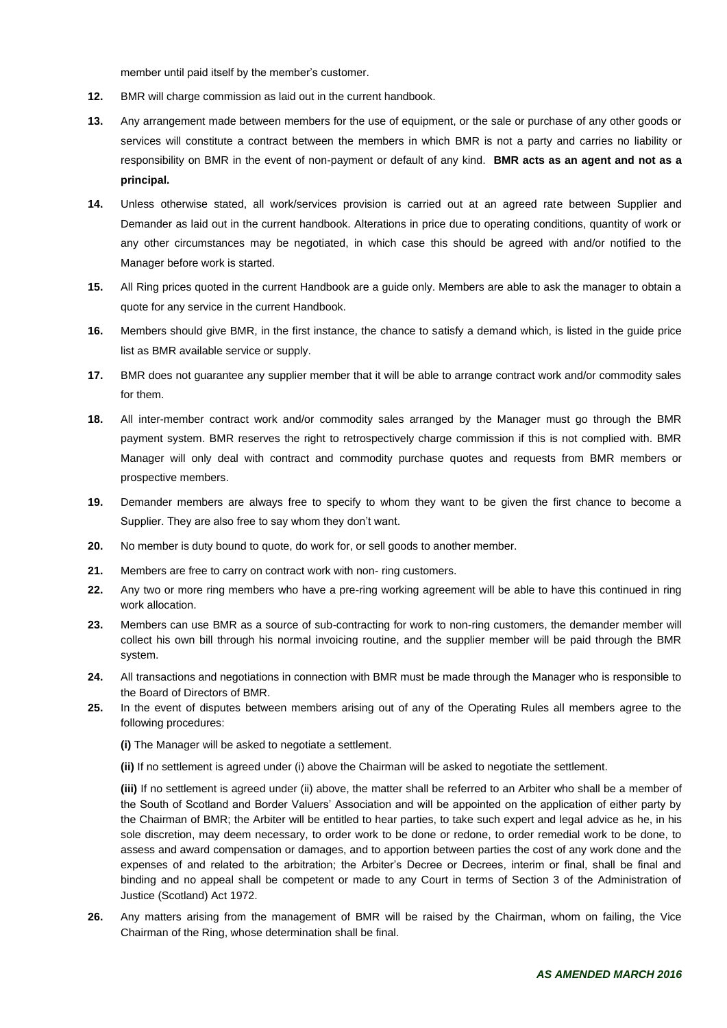member until paid itself by the member's customer.

**12.** BMR will charge commission as laid out in the current handbook.

**13.** Any arrangement made between members for the use of equipment, or the sale or purchase of any other goods or services will constitute a contract between the members in which BMR is not a party and carries no liability or responsibility on BMR in the event of non-payment or default of any kind. **BMR acts as an agent and not as a principal.**

**14.** Unless otherwise stated, all work/services provision is carried out at an agreed rate between Supplier and Demander as laid out in the current handbook. Alterations in price due to operating conditions, quantity of work or any other circumstances may be negotiated, in which case this should be agreed with and/or notified to the Manager before work is started.

**15.** All Ring prices quoted in the current Handbook are a guide only. Members are able to ask the manager to obtain a quote for any service in the current Handbook.

**16.** Members should give BMR, in the first instance, the chance to satisfy a demand which, is listed in the guide price list as BMR available service or supply.

**17.** BMR does not guarantee any supplier member that it will be able to arrange contract work and/or commodity sales for them.

**18.** All inter-member contract work and/or commodity sales arranged by the Manager must go through the BMR payment system. BMR reserves the right to retrospectively charge commission if this is not complied with. BMR Manager will only deal with contract and commodity purchase quotes and requests from BMR members or prospective members.

**19.** Demander members are always free to specify to whom they want to be given the first chance to become a Supplier. They are also free to say whom they don't want.

**20.** No member is duty bound to quote, do work for, or sell goods to another member.

**21.** Members are free to carry on contract work with non- ring customers.

**22.** Any two or more ring members who have a pre-ring working agreement will be able to have this continued in ring work allocation.

**23.** Members can use BMR as a source of sub-contracting for work to non-ring customers, the demander member will collect his own bill through his normal invoicing routine, and the supplier member will be paid through the BMR system.

**24.** All transactions and negotiations in connection with BMR must be made through the Manager who is responsible to the Board of Directors of BMR.

**25.** In the event of disputes between members arising out of any of the Operating Rules all members agree to the following procedures:

**(i)** The Manager will be asked to negotiate a settlement.

**(ii)** If no settlement is agreed under (i) above the Chairman will be asked to negotiate the settlement.

**(iii)** If no settlement is agreed under (ii) above, the matter shall be referred to an Arbiter who shall be a member of the South of Scotland and Border Valuers' Association and will be appointed on the application of either party by the Chairman of BMR; the Arbiter will be entitled to hear parties, to take such expert and legal advice as he, in his sole discretion, may deem necessary, to order work to be done or redone, to order remedial work to be done, to assess and award compensation or damages, and to apportion between parties the cost of any work done and the expenses of and related to the arbitration; the Arbiter's Decree or Decrees, interim or final, shall be final and binding and no appeal shall be competent or made to any Court in terms of Section 3 of the Administration of Justice (Scotland) Act 1972.

**26.** Any matters arising from the management of BMR will be raised by the Chairman, whom on failing, the Vice Chairman of the Ring, whose determination shall be final.

***AS AMENDED MARCH 2016***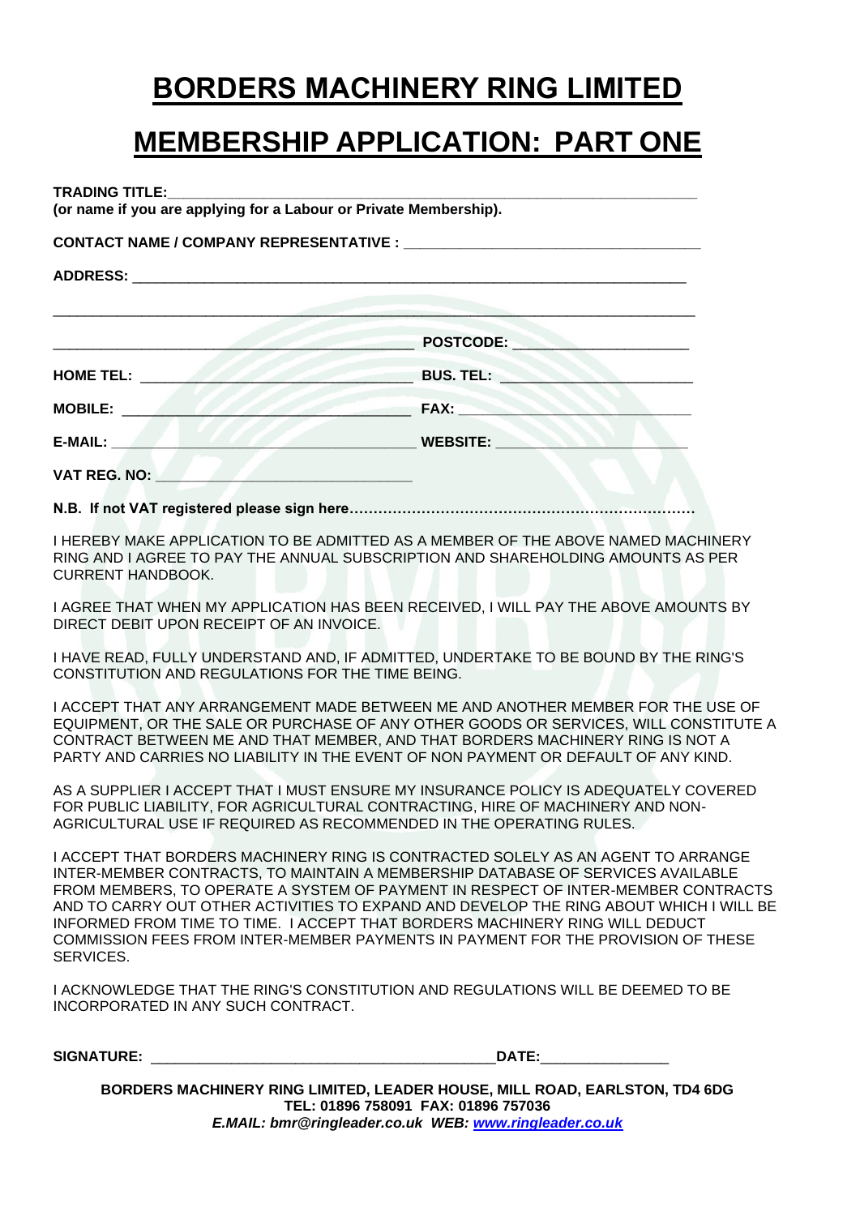# BORDERS MACHINERY RING LIMITED

# MEMBERSHIP APPLICATION: PART ONE

**TRADING TITLE:**_______________________________________________________________
**(or name if you are applying for a Labour or Private Membership).**

**CONTACT NAME / COMPANY REPRESENTATIVE :** ___________________________________

**ADDRESS:** ______________________________________________________________________

__________________________________________________________________________________

__________________________________________ **POSTCODE:** ____________________

**HOME TEL:** _______________________________ **BUS. TEL:** ______________________

**MOBILE:** _________________________________ **FAX:** ___________________________

**E-MAIL:** _________________________________ **WEBSITE:** _______________________

**VAT REG. NO:** ____________________________

**N.B. If not VAT registered please sign here…………………………………………………………………**

I HEREBY MAKE APPLICATION TO BE ADMITTED AS A MEMBER OF THE ABOVE NAMED MACHINERY RING AND I AGREE TO PAY THE ANNUAL SUBSCRIPTION AND SHAREHOLDING AMOUNTS AS PER CURRENT HANDBOOK.

I AGREE THAT WHEN MY APPLICATION HAS BEEN RECEIVED, I WILL PAY THE ABOVE AMOUNTS BY DIRECT DEBIT UPON RECEIPT OF AN INVOICE.

I HAVE READ, FULLY UNDERSTAND AND, IF ADMITTED, UNDERTAKE TO BE BOUND BY THE RING'S CONSTITUTION AND REGULATIONS FOR THE TIME BEING.

I ACCEPT THAT ANY ARRANGEMENT MADE BETWEEN ME AND ANOTHER MEMBER FOR THE USE OF EQUIPMENT, OR THE SALE OR PURCHASE OF ANY OTHER GOODS OR SERVICES, WILL CONSTITUTE A CONTRACT BETWEEN ME AND THAT MEMBER, AND THAT BORDERS MACHINERY RING IS NOT A PARTY AND CARRIES NO LIABILITY IN THE EVENT OF NON PAYMENT OR DEFAULT OF ANY KIND.

AS A SUPPLIER I ACCEPT THAT I MUST ENSURE MY INSURANCE POLICY IS ADEQUATELY COVERED FOR PUBLIC LIABILITY, FOR AGRICULTURAL CONTRACTING, HIRE OF MACHINERY AND NON-AGRICULTURAL USE IF REQUIRED AS RECOMMENDED IN THE OPERATING RULES.

I ACCEPT THAT BORDERS MACHINERY RING IS CONTRACTED SOLELY AS AN AGENT TO ARRANGE INTER-MEMBER CONTRACTS, TO MAINTAIN A MEMBERSHIP DATABASE OF SERVICES AVAILABLE FROM MEMBERS, TO OPERATE A SYSTEM OF PAYMENT IN RESPECT OF INTER-MEMBER CONTRACTS AND TO CARRY OUT OTHER ACTIVITIES TO EXPAND AND DEVELOP THE RING ABOUT WHICH I WILL BE INFORMED FROM TIME TO TIME. I ACCEPT THAT BORDERS MACHINERY RING WILL DEDUCT COMMISSION FEES FROM INTER-MEMBER PAYMENTS IN PAYMENT FOR THE PROVISION OF THESE SERVICES.

I ACKNOWLEDGE THAT THE RING'S CONSTITUTION AND REGULATIONS WILL BE DEEMED TO BE INCORPORATED IN ANY SUCH CONTRACT.

**SIGNATURE:** __________________________________________**DATE:**________________

**BORDERS MACHINERY RING LIMITED, LEADER HOUSE, MILL ROAD, EARLSTON, TD4 6DG**
**TEL: 01896 758091 FAX: 01896 757036**
***E.MAIL: bmr@ringleader.co.uk WEB: www.ringleader.co.uk***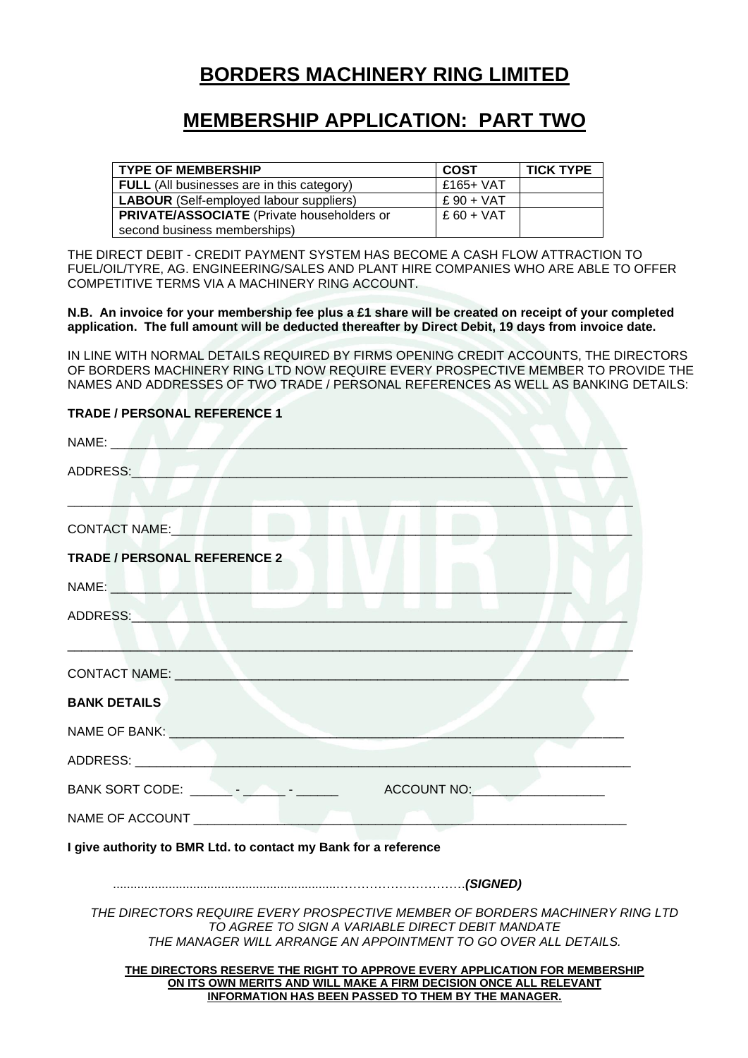# BORDERS MACHINERY RING LIMITED

## MEMBERSHIP APPLICATION: PART TWO

| TYPE OF MEMBERSHIP | COST | TICK TYPE |
|---|---|---|
| **FULL** (All businesses are in this category) | £165+ VAT | |
| **LABOUR** (Self-employed labour suppliers) | £ 90 + VAT | |
| **PRIVATE/ASSOCIATE** (Private householders or second business memberships) | £ 60 + VAT | |

THE DIRECT DEBIT - CREDIT PAYMENT SYSTEM HAS BECOME A CASH FLOW ATTRACTION TO FUEL/OIL/TYRE, AG. ENGINEERING/SALES AND PLANT HIRE COMPANIES WHO ARE ABLE TO OFFER COMPETITIVE TERMS VIA A MACHINERY RING ACCOUNT.

**N.B. An invoice for your membership fee plus a £1 share will be created on receipt of your completed application. The full amount will be deducted thereafter by Direct Debit, 19 days from invoice date.**

IN LINE WITH NORMAL DETAILS REQUIRED BY FIRMS OPENING CREDIT ACCOUNTS, THE DIRECTORS OF BORDERS MACHINERY RING LTD NOW REQUIRE EVERY PROSPECTIVE MEMBER TO PROVIDE THE NAMES AND ADDRESSES OF TWO TRADE / PERSONAL REFERENCES AS WELL AS BANKING DETAILS:

**TRADE / PERSONAL REFERENCE 1**

NAME: ______________________________________________________________

ADDRESS:____________________________________________________________

_____________________________________________________________________

CONTACT NAME:_______________________________________________________

**TRADE / PERSONAL REFERENCE 2**

NAME: ______________________________________________________________

ADDRESS:____________________________________________________________

_____________________________________________________________________

CONTACT NAME: ______________________________________________________

**BANK DETAILS**

NAME OF BANK: ______________________________________________________

ADDRESS: ___________________________________________________________

BANK SORT CODE: ______ - ______ - ______ ACCOUNT NO:___________________

NAME OF ACCOUNT ____________________________________________________

**I give authority to BMR Ltd. to contact my Bank for a reference**

.................................................................………………………….***(SIGNED)***

*THE DIRECTORS REQUIRE EVERY PROSPECTIVE MEMBER OF BORDERS MACHINERY RING LTD TO AGREE TO SIGN A VARIABLE DIRECT DEBIT MANDATE*
*THE MANAGER WILL ARRANGE AN APPOINTMENT TO GO OVER ALL DETAILS.*

**THE DIRECTORS RESERVE THE RIGHT TO APPROVE EVERY APPLICATION FOR MEMBERSHIP ON ITS OWN MERITS AND WILL MAKE A FIRM DECISION ONCE ALL RELEVANT INFORMATION HAS BEEN PASSED TO THEM BY THE MANAGER.**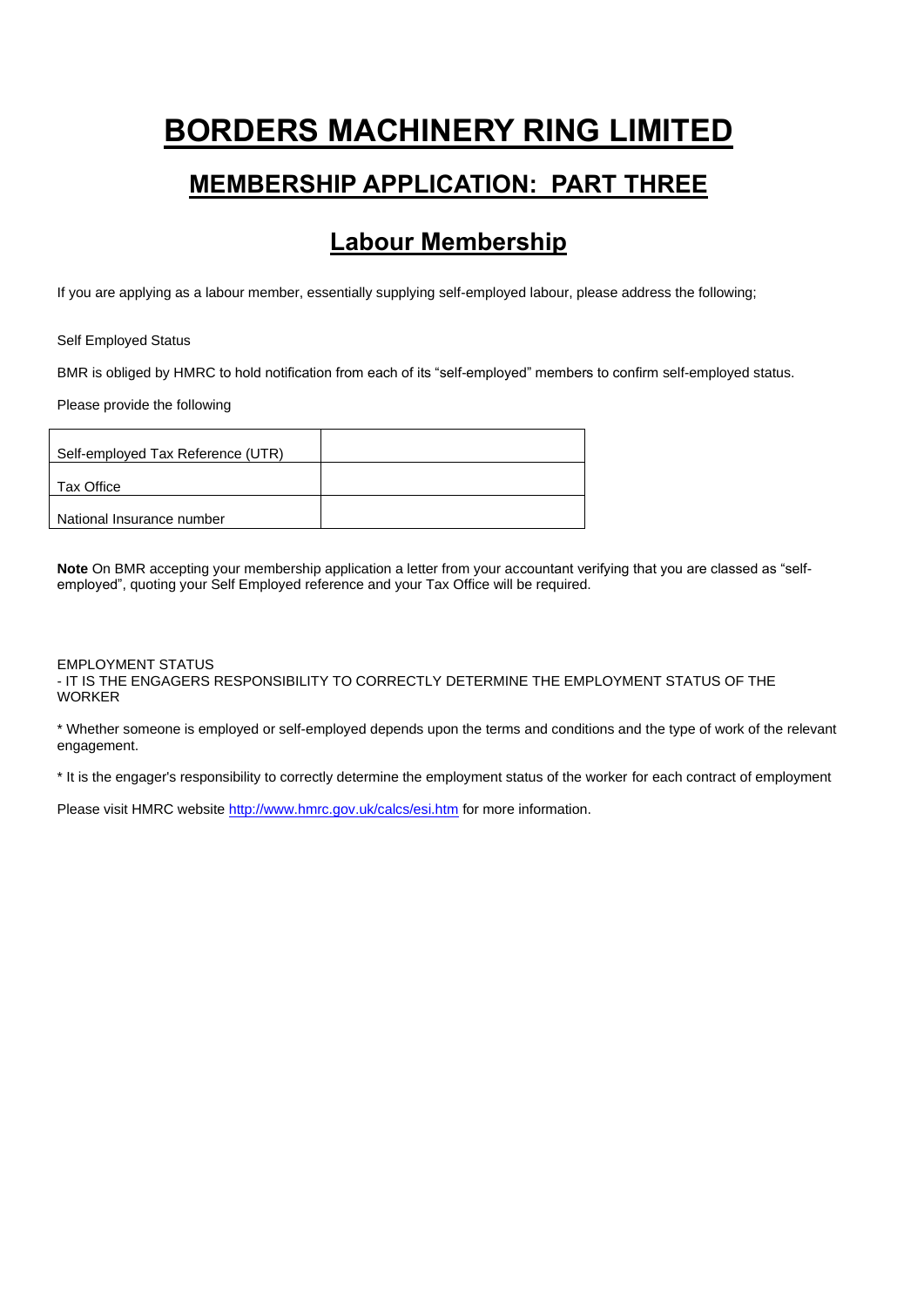# BORDERS MACHINERY RING LIMITED

## MEMBERSHIP APPLICATION: PART THREE

## Labour Membership

If you are applying as a labour member, essentially supplying self-employed labour, please address the following;

Self Employed Status

BMR is obliged by HMRC to hold notification from each of its "self-employed" members to confirm self-employed status.

Please provide the following

| | |
|---|---|
| Self-employed Tax Reference (UTR) | |
| Tax Office | |
| National Insurance number | |

**Note** On BMR accepting your membership application a letter from your accountant verifying that you are classed as "self-employed", quoting your Self Employed reference and your Tax Office will be required.

EMPLOYMENT STATUS
- IT IS THE ENGAGERS RESPONSIBILITY TO CORRECTLY DETERMINE THE EMPLOYMENT STATUS OF THE WORKER

* Whether someone is employed or self-employed depends upon the terms and conditions and the type of work of the relevant engagement.

* It is the engager's responsibility to correctly determine the employment status of the worker for each contract of employment

Please visit HMRC website http://www.hmrc.gov.uk/calcs/esi.htm for more information.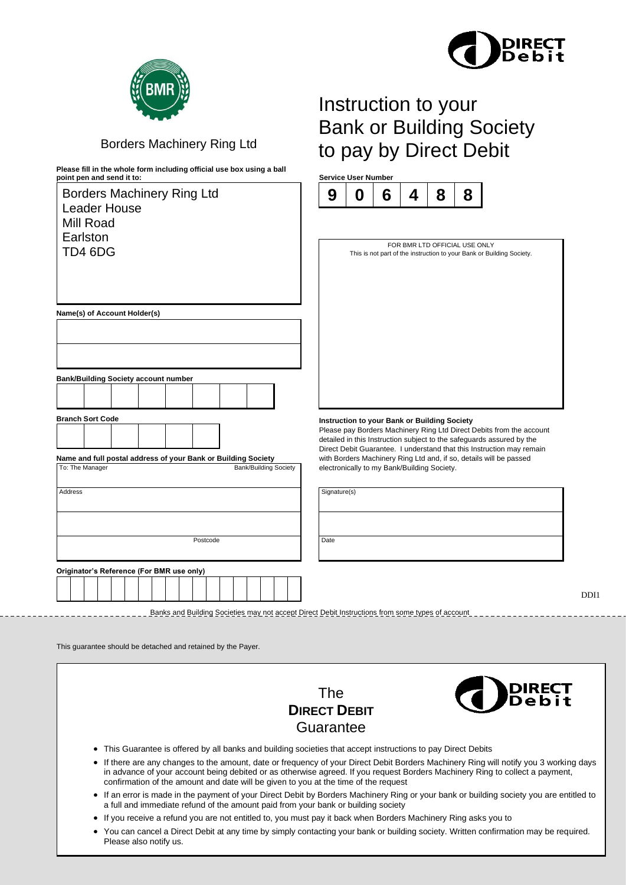Borders Machinery Ring Ltd

# Instruction to your Bank or Building Society to pay by Direct Debit

**Please fill in the whole form including official use box using a ball point pen and send it to:**

Borders Machinery Ring Ltd
Leader House
Mill Road
Earlston
TD4 6DG

**Service User Number**

| 9 | 0 | 6 | 4 | 8 | 8 |
|---|---|---|---|---|---|

FOR BMR LTD OFFICIAL USE ONLY
This is not part of the instruction to your Bank or Building Society.

**Name(s) of Account Holder(s)**

**Bank/Building Society account number**

**Branch Sort Code**

**Name and full postal address of your Bank or Building Society**

To: The Manager Bank/Building Society

Address

Postcode

**Originator's Reference (For BMR use only)**

**Instruction to your Bank or Building Society**
Please pay Borders Machinery Ring Ltd Direct Debits from the account detailed in this Instruction subject to the safeguards assured by the Direct Debit Guarantee. I understand that this Instruction may remain with Borders Machinery Ring Ltd and, if so, details will be passed electronically to my Bank/Building Society.

Signature(s)

Date

DDI1

Banks and Building Societies may not accept Direct Debit Instructions from some types of account

This guarantee should be detached and retained by the Payer.

## The DIRECT DEBIT Guarantee

- This Guarantee is offered by all banks and building societies that accept instructions to pay Direct Debits
- If there are any changes to the amount, date or frequency of your Direct Debit Borders Machinery Ring will notify you 3 working days in advance of your account being debited or as otherwise agreed. If you request Borders Machinery Ring to collect a payment, confirmation of the amount and date will be given to you at the time of the request
- If an error is made in the payment of your Direct Debit by Borders Machinery Ring or your bank or building society you are entitled to a full and immediate refund of the amount paid from your bank or building society
- If you receive a refund you are not entitled to, you must pay it back when Borders Machinery Ring asks you to
- You can cancel a Direct Debit at any time by simply contacting your bank or building society. Written confirmation may be required. Please also notify us.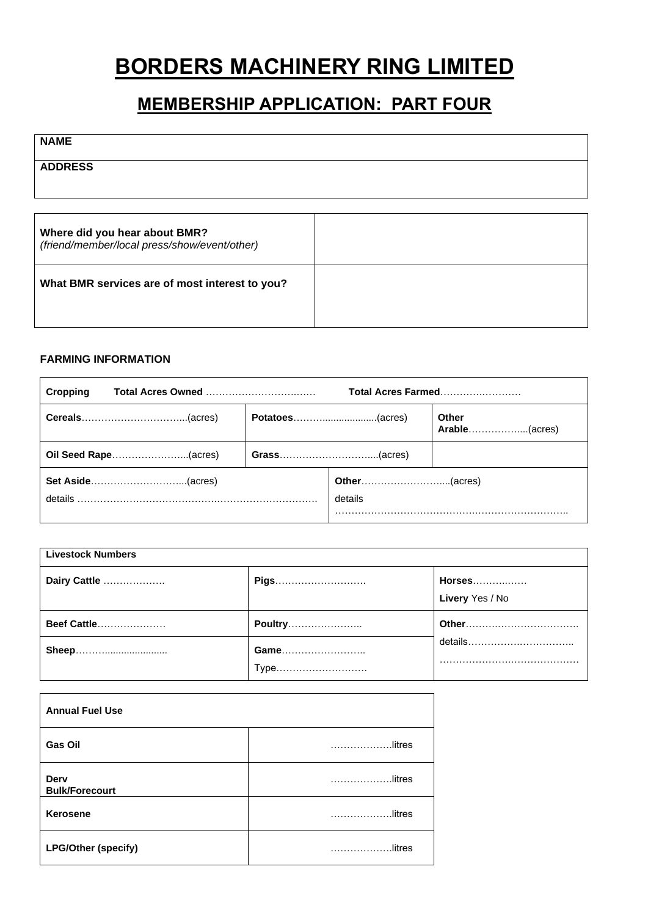# BORDERS MACHINERY RING LIMITED

## MEMBERSHIP APPLICATION: PART FOUR

| **NAME** |
|---|
| **ADDRESS** |

| | |
|---|---|
| **Where did you hear about BMR?** *(friend/member/local press/show/event/other)* | |
| **What BMR services are of most interest to you?** | |

**FARMING INFORMATION**

| **Cropping** **Total Acres Owned** ……………………….…… | **Total Acres Farmed**……….…………… | |
|---|---|---|
| **Cereals**…………………………...(acres) | **Potatoes**………..................(acres) | **Other Arable**……………....(acres) |
| **Oil Seed Rape**…………………...(acres) | **Grass**…………………………....(acres) | |
| **Set Aside**………………………...(acres) details ……………………………………….……………………… | **Other**……………………....(acres) details …………………………………….…………………….. | |

| **Livestock Numbers** | | |
|---|---|---|
| **Dairy Cattle** ………………. | **Pigs**………………………. | **Horses**………..…… **Livery** Yes / No |
| **Beef Cattle**………………… | **Poultry**………………….. | **Other**……….……………………. details…………….…………….. …………………..………………… |
| **Sheep**……….................... | **Game**…………………….. Type………………………. | |

| **Annual Fuel Use** | |
|---|---|
| **Gas Oil** | ……………….litres |
| **Derv Bulk/Forecourt** | ……………….litres |
| **Kerosene** | ……………….litres |
| **LPG/Other (specify)** | ……………….litres |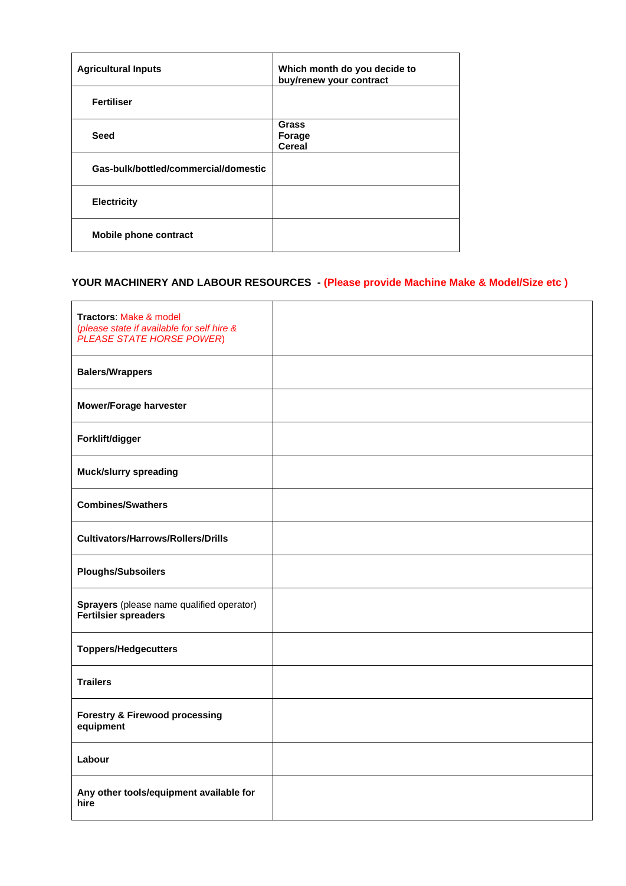| **Agricultural Inputs** | **Which month do you decide to buy/renew your contract** |
|---|---|
| **Fertiliser** | |
| **Seed** | **Grass**<br>**Forage**<br>**Cereal** |
| **Gas-bulk/bottled/commercial/domestic** | |
| **Electricity** | |
| **Mobile phone contract** | |

## YOUR MACHINERY AND LABOUR RESOURCES - (Please provide Machine Make & Model/Size etc )

| | |
|---|---|
| **Tractors**: Make & model (*please state if available for self hire & PLEASE STATE HORSE POWER*) | |
| **Balers/Wrappers** | |
| **Mower/Forage harvester** | |
| **Forklift/digger** | |
| **Muck/slurry spreading** | |
| **Combines/Swathers** | |
| **Cultivators/Harrows/Rollers/Drills** | |
| **Ploughs/Subsoilers** | |
| **Sprayers** (please name qualified operator)<br>**Fertilsier spreaders** | |
| **Toppers/Hedgecutters** | |
| **Trailers** | |
| **Forestry & Firewood processing equipment** | |
| **Labour** | |
| **Any other tools/equipment available for hire** | |